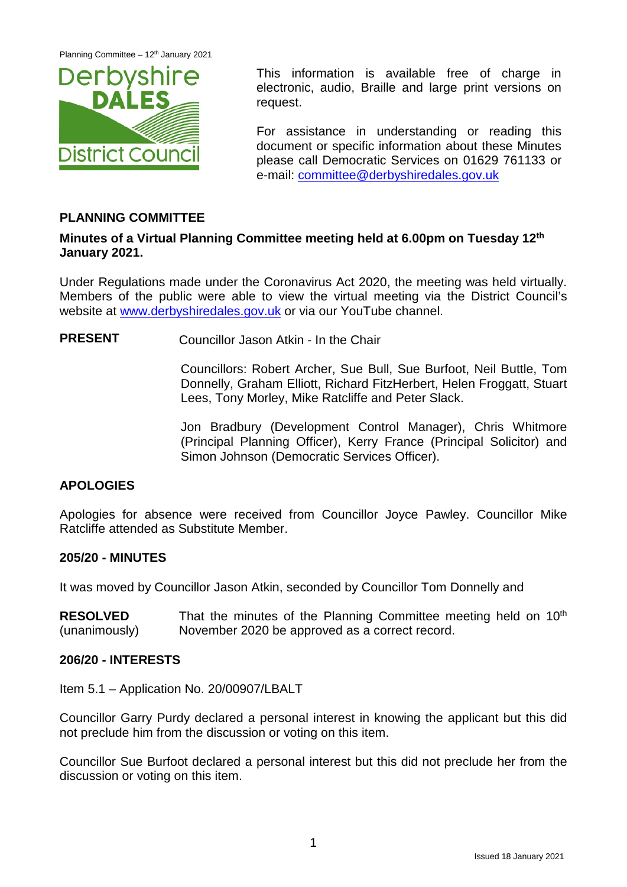This information is available free of charge in electronic, audio, Braille and large print versions on request.

For assistance in understanding or reading this document or specific information about these Minutes please call Democratic Services on 01629 761133 or e-mail: committee@derbyshiredales.gov.uk

## PLANNING COMMITTEE

**Minutes of a Virtual Planning Committee meeting held at 6.00pm on Tuesday 12th January 2021.**

Under Regulations made under the Coronavirus Act 2020, the meeting was held virtually. Members of the public were able to view the virtual meeting via the District Council's website at www.derbyshiredales.gov.uk or via our YouTube channel.

**PRESENT** Councillor Jason Atkin - In the Chair

Councillors: Robert Archer, Sue Bull, Sue Burfoot, Neil Buttle, Tom Donnelly, Graham Elliott, Richard FitzHerbert, Helen Froggatt, Stuart Lees, Tony Morley, Mike Ratcliffe and Peter Slack.

Jon Bradbury (Development Control Manager), Chris Whitmore (Principal Planning Officer), Kerry France (Principal Solicitor) and Simon Johnson (Democratic Services Officer).

### APOLOGIES

Apologies for absence were received from Councillor Joyce Pawley. Councillor Mike Ratcliffe attended as Substitute Member.

### 205/20 - MINUTES

It was moved by Councillor Jason Atkin, seconded by Councillor Tom Donnelly and

**RESOLVED** (unanimously) That the minutes of the Planning Committee meeting held on 10th November 2020 be approved as a correct record.

### 206/20 - INTERESTS

Item 5.1 – Application No. 20/00907/LBALT

Councillor Garry Purdy declared a personal interest in knowing the applicant but this did not preclude him from the discussion or voting on this item.

Councillor Sue Burfoot declared a personal interest but this did not preclude her from the discussion or voting on this item.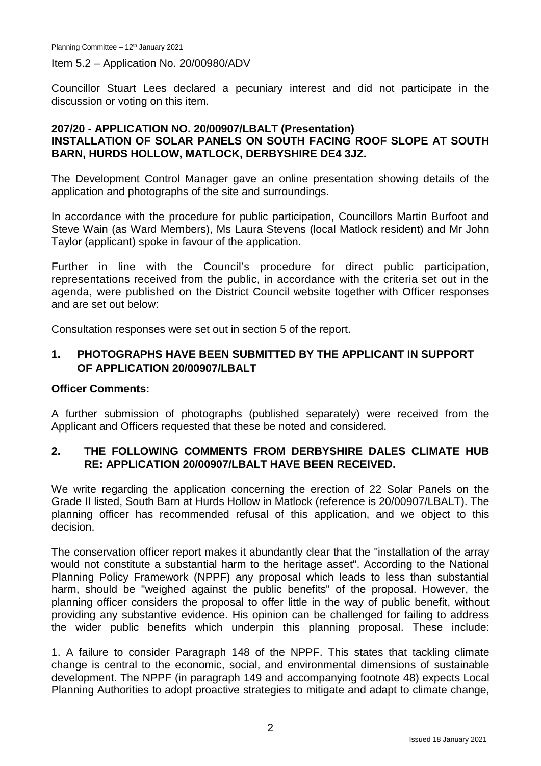Item 5.2 – Application No. 20/00980/ADV

Councillor Stuart Lees declared a pecuniary interest and did not participate in the discussion or voting on this item.

**207/20 - APPLICATION NO. 20/00907/LBALT (Presentation)**
**INSTALLATION OF SOLAR PANELS ON SOUTH FACING ROOF SLOPE AT SOUTH BARN, HURDS HOLLOW, MATLOCK, DERBYSHIRE DE4 3JZ.**

The Development Control Manager gave an online presentation showing details of the application and photographs of the site and surroundings.

In accordance with the procedure for public participation, Councillors Martin Burfoot and Steve Wain (as Ward Members), Ms Laura Stevens (local Matlock resident) and Mr John Taylor (applicant) spoke in favour of the application.

Further in line with the Council's procedure for direct public participation, representations received from the public, in accordance with the criteria set out in the agenda, were published on the District Council website together with Officer responses and are set out below:

Consultation responses were set out in section 5 of the report.

## 1. PHOTOGRAPHS HAVE BEEN SUBMITTED BY THE APPLICANT IN SUPPORT OF APPLICATION 20/00907/LBALT

**Officer Comments:**

A further submission of photographs (published separately) were received from the Applicant and Officers requested that these be noted and considered.

## 2. THE FOLLOWING COMMENTS FROM DERBYSHIRE DALES CLIMATE HUB RE: APPLICATION 20/00907/LBALT HAVE BEEN RECEIVED.

We write regarding the application concerning the erection of 22 Solar Panels on the Grade II listed, South Barn at Hurds Hollow in Matlock (reference is 20/00907/LBALT). The planning officer has recommended refusal of this application, and we object to this decision.

The conservation officer report makes it abundantly clear that the "installation of the array would not constitute a substantial harm to the heritage asset". According to the National Planning Policy Framework (NPPF) any proposal which leads to less than substantial harm, should be "weighed against the public benefits" of the proposal. However, the planning officer considers the proposal to offer little in the way of public benefit, without providing any substantive evidence. His opinion can be challenged for failing to address the wider public benefits which underpin this planning proposal. These include:

1. A failure to consider Paragraph 148 of the NPPF. This states that tackling climate change is central to the economic, social, and environmental dimensions of sustainable development. The NPPF (in paragraph 149 and accompanying footnote 48) expects Local Planning Authorities to adopt proactive strategies to mitigate and adapt to climate change,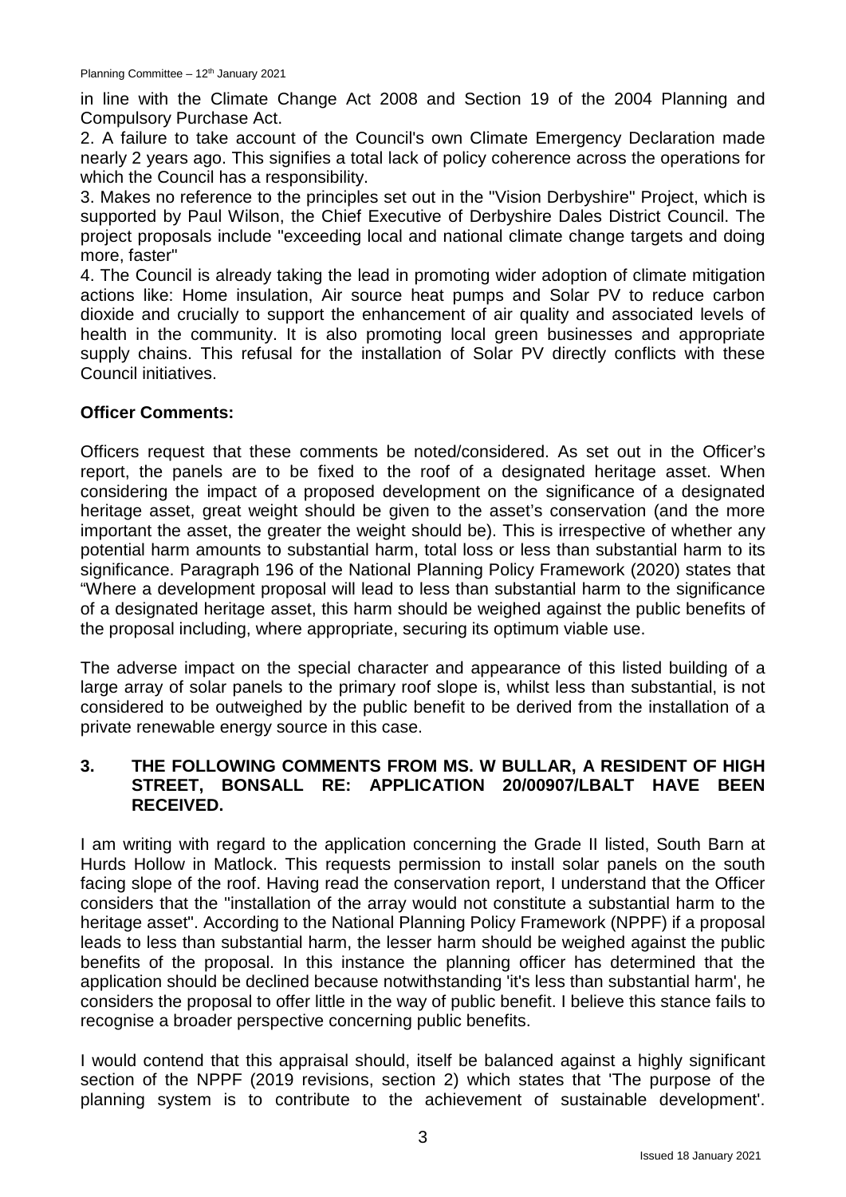in line with the Climate Change Act 2008 and Section 19 of the 2004 Planning and Compulsory Purchase Act.

2. A failure to take account of the Council's own Climate Emergency Declaration made nearly 2 years ago. This signifies a total lack of policy coherence across the operations for which the Council has a responsibility.

3. Makes no reference to the principles set out in the "Vision Derbyshire" Project, which is supported by Paul Wilson, the Chief Executive of Derbyshire Dales District Council. The project proposals include "exceeding local and national climate change targets and doing more, faster"

4. The Council is already taking the lead in promoting wider adoption of climate mitigation actions like: Home insulation, Air source heat pumps and Solar PV to reduce carbon dioxide and crucially to support the enhancement of air quality and associated levels of health in the community. It is also promoting local green businesses and appropriate supply chains. This refusal for the installation of Solar PV directly conflicts with these Council initiatives.

**Officer Comments:**

Officers request that these comments be noted/considered. As set out in the Officer's report, the panels are to be fixed to the roof of a designated heritage asset. When considering the impact of a proposed development on the significance of a designated heritage asset, great weight should be given to the asset's conservation (and the more important the asset, the greater the weight should be). This is irrespective of whether any potential harm amounts to substantial harm, total loss or less than substantial harm to its significance. Paragraph 196 of the National Planning Policy Framework (2020) states that "Where a development proposal will lead to less than substantial harm to the significance of a designated heritage asset, this harm should be weighed against the public benefits of the proposal including, where appropriate, securing its optimum viable use.

The adverse impact on the special character and appearance of this listed building of a large array of solar panels to the primary roof slope is, whilst less than substantial, is not considered to be outweighed by the public benefit to be derived from the installation of a private renewable energy source in this case.

## 3. THE FOLLOWING COMMENTS FROM MS. W BULLAR, A RESIDENT OF HIGH STREET, BONSALL RE: APPLICATION 20/00907/LBALT HAVE BEEN RECEIVED.

I am writing with regard to the application concerning the Grade II listed, South Barn at Hurds Hollow in Matlock. This requests permission to install solar panels on the south facing slope of the roof. Having read the conservation report, I understand that the Officer considers that the "installation of the array would not constitute a substantial harm to the heritage asset". According to the National Planning Policy Framework (NPPF) if a proposal leads to less than substantial harm, the lesser harm should be weighed against the public benefits of the proposal. In this instance the planning officer has determined that the application should be declined because notwithstanding 'it's less than substantial harm', he considers the proposal to offer little in the way of public benefit. I believe this stance fails to recognise a broader perspective concerning public benefits.

I would contend that this appraisal should, itself be balanced against a highly significant section of the NPPF (2019 revisions, section 2) which states that 'The purpose of the planning system is to contribute to the achievement of sustainable development'.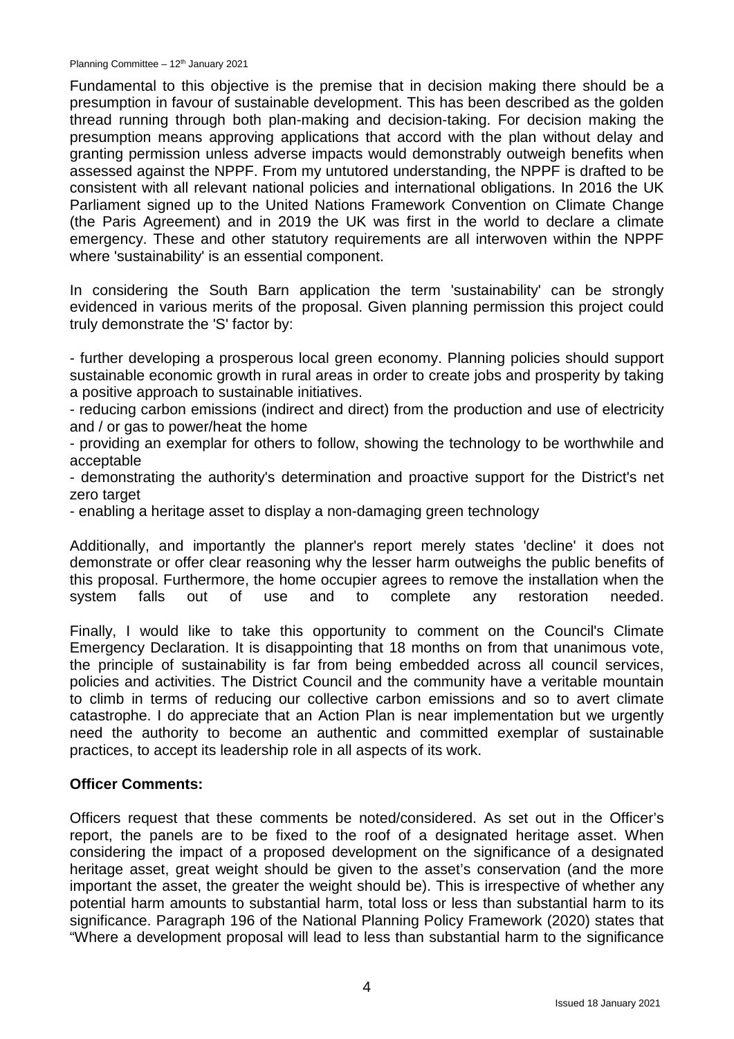Fundamental to this objective is the premise that in decision making there should be a presumption in favour of sustainable development. This has been described as the golden thread running through both plan-making and decision-taking. For decision making the presumption means approving applications that accord with the plan without delay and granting permission unless adverse impacts would demonstrably outweigh benefits when assessed against the NPPF. From my untutored understanding, the NPPF is drafted to be consistent with all relevant national policies and international obligations. In 2016 the UK Parliament signed up to the United Nations Framework Convention on Climate Change (the Paris Agreement) and in 2019 the UK was first in the world to declare a climate emergency. These and other statutory requirements are all interwoven within the NPPF where 'sustainability' is an essential component.

In considering the South Barn application the term 'sustainability' can be strongly evidenced in various merits of the proposal. Given planning permission this project could truly demonstrate the 'S' factor by:

- further developing a prosperous local green economy. Planning policies should support sustainable economic growth in rural areas in order to create jobs and prosperity by taking a positive approach to sustainable initiatives.
- reducing carbon emissions (indirect and direct) from the production and use of electricity and / or gas to power/heat the home
- providing an exemplar for others to follow, showing the technology to be worthwhile and acceptable
- demonstrating the authority's determination and proactive support for the District's net zero target
- enabling a heritage asset to display a non-damaging green technology

Additionally, and importantly the planner's report merely states 'decline' it does not demonstrate or offer clear reasoning why the lesser harm outweighs the public benefits of this proposal. Furthermore, the home occupier agrees to remove the installation when the system falls out of use and to complete any restoration needed.

Finally, I would like to take this opportunity to comment on the Council's Climate Emergency Declaration. It is disappointing that 18 months on from that unanimous vote, the principle of sustainability is far from being embedded across all council services, policies and activities. The District Council and the community have a veritable mountain to climb in terms of reducing our collective carbon emissions and so to avert climate catastrophe. I do appreciate that an Action Plan is near implementation but we urgently need the authority to become an authentic and committed exemplar of sustainable practices, to accept its leadership role in all aspects of its work.

**Officer Comments:**

Officers request that these comments be noted/considered. As set out in the Officer's report, the panels are to be fixed to the roof of a designated heritage asset. When considering the impact of a proposed development on the significance of a designated heritage asset, great weight should be given to the asset's conservation (and the more important the asset, the greater the weight should be). This is irrespective of whether any potential harm amounts to substantial harm, total loss or less than substantial harm to its significance. Paragraph 196 of the National Planning Policy Framework (2020) states that "Where a development proposal will lead to less than substantial harm to the significance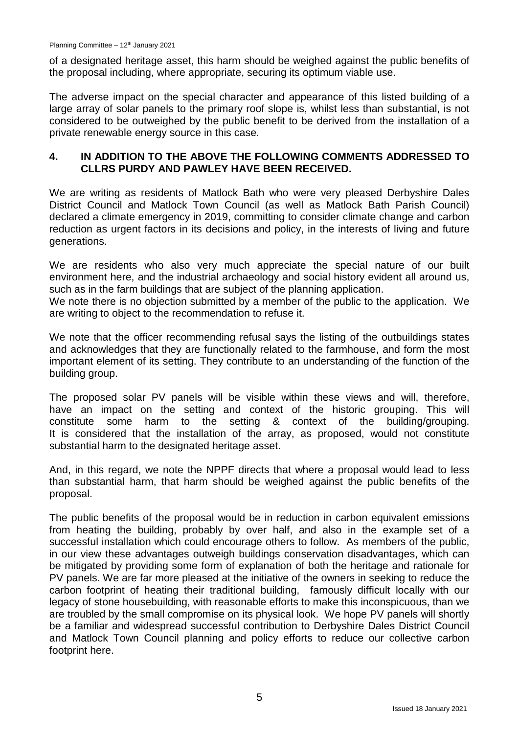of a designated heritage asset, this harm should be weighed against the public benefits of the proposal including, where appropriate, securing its optimum viable use.

The adverse impact on the special character and appearance of this listed building of a large array of solar panels to the primary roof slope is, whilst less than substantial, is not considered to be outweighed by the public benefit to be derived from the installation of a private renewable energy source in this case.

## 4. IN ADDITION TO THE ABOVE THE FOLLOWING COMMENTS ADDRESSED TO CLLRS PURDY AND PAWLEY HAVE BEEN RECEIVED.

We are writing as residents of Matlock Bath who were very pleased Derbyshire Dales District Council and Matlock Town Council (as well as Matlock Bath Parish Council) declared a climate emergency in 2019, committing to consider climate change and carbon reduction as urgent factors in its decisions and policy, in the interests of living and future generations.

We are residents who also very much appreciate the special nature of our built environment here, and the industrial archaeology and social history evident all around us, such as in the farm buildings that are subject of the planning application.
We note there is no objection submitted by a member of the public to the application. We are writing to object to the recommendation to refuse it.

We note that the officer recommending refusal says the listing of the outbuildings states and acknowledges that they are functionally related to the farmhouse, and form the most important element of its setting. They contribute to an understanding of the function of the building group.

The proposed solar PV panels will be visible within these views and will, therefore, have an impact on the setting and context of the historic grouping. This will constitute some harm to the setting & context of the building/grouping. It is considered that the installation of the array, as proposed, would not constitute substantial harm to the designated heritage asset.

And, in this regard, we note the NPPF directs that where a proposal would lead to less than substantial harm, that harm should be weighed against the public benefits of the proposal.

The public benefits of the proposal would be in reduction in carbon equivalent emissions from heating the building, probably by over half, and also in the example set of a successful installation which could encourage others to follow. As members of the public, in our view these advantages outweigh buildings conservation disadvantages, which can be mitigated by providing some form of explanation of both the heritage and rationale for PV panels. We are far more pleased at the initiative of the owners in seeking to reduce the carbon footprint of heating their traditional building, famously difficult locally with our legacy of stone housebuilding, with reasonable efforts to make this inconspicuous, than we are troubled by the small compromise on its physical look. We hope PV panels will shortly be a familiar and widespread successful contribution to Derbyshire Dales District Council and Matlock Town Council planning and policy efforts to reduce our collective carbon footprint here.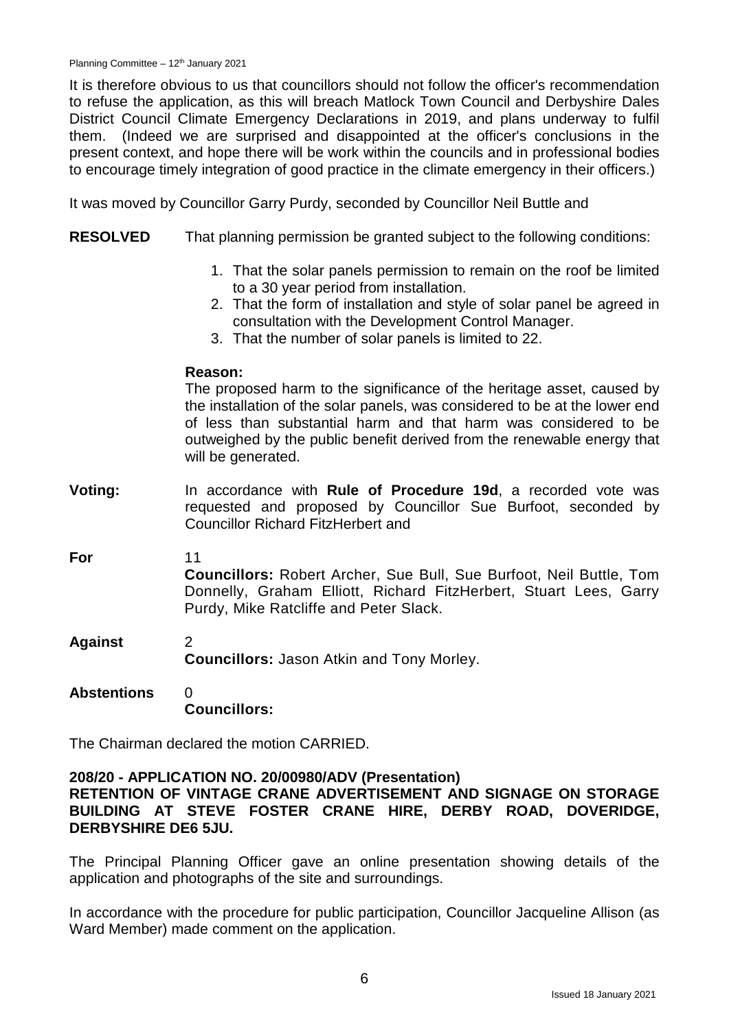It is therefore obvious to us that councillors should not follow the officer's recommendation to refuse the application, as this will breach Matlock Town Council and Derbyshire Dales District Council Climate Emergency Declarations in 2019, and plans underway to fulfil them. (Indeed we are surprised and disappointed at the officer's conclusions in the present context, and hope there will be work within the councils and in professional bodies to encourage timely integration of good practice in the climate emergency in their officers.)

It was moved by Councillor Garry Purdy, seconded by Councillor Neil Buttle and

**RESOLVED** That planning permission be granted subject to the following conditions:

1. That the solar panels permission to remain on the roof be limited to a 30 year period from installation.
2. That the form of installation and style of solar panel be agreed in consultation with the Development Control Manager.
3. That the number of solar panels is limited to 22.

**Reason:**
The proposed harm to the significance of the heritage asset, caused by the installation of the solar panels, was considered to be at the lower end of less than substantial harm and that harm was considered to be outweighed by the public benefit derived from the renewable energy that will be generated.

**Voting:** In accordance with **Rule of Procedure 19d**, a recorded vote was requested and proposed by Councillor Sue Burfoot, seconded by Councillor Richard FitzHerbert and

**For** 11
**Councillors:** Robert Archer, Sue Bull, Sue Burfoot, Neil Buttle, Tom Donnelly, Graham Elliott, Richard FitzHerbert, Stuart Lees, Garry Purdy, Mike Ratcliffe and Peter Slack.

**Against** 2
**Councillors:** Jason Atkin and Tony Morley.

**Abstentions** 0
**Councillors:**

The Chairman declared the motion CARRIED.

**208/20 - APPLICATION NO. 20/00980/ADV (Presentation)**
**RETENTION OF VINTAGE CRANE ADVERTISEMENT AND SIGNAGE ON STORAGE BUILDING AT STEVE FOSTER CRANE HIRE, DERBY ROAD, DOVERIDGE, DERBYSHIRE DE6 5JU.**

The Principal Planning Officer gave an online presentation showing details of the application and photographs of the site and surroundings.

In accordance with the procedure for public participation, Councillor Jacqueline Allison (as Ward Member) made comment on the application.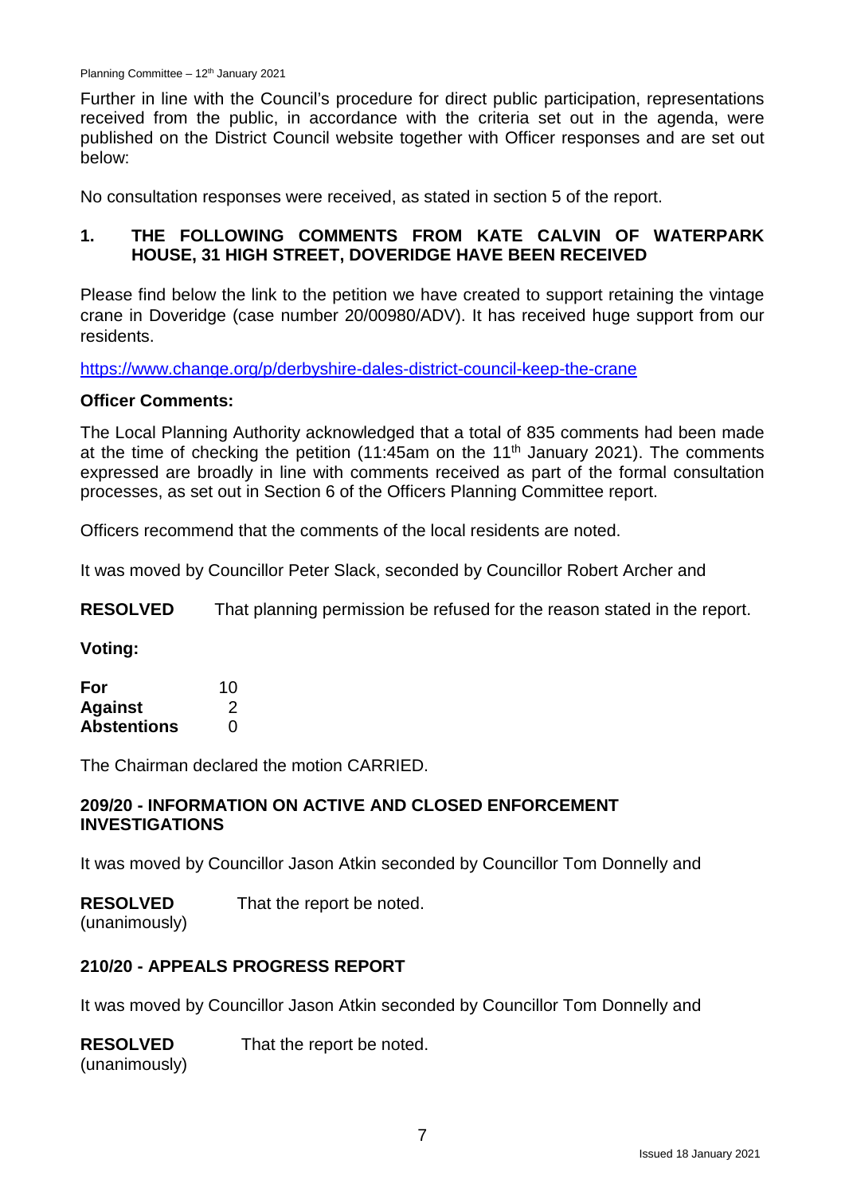Further in line with the Council's procedure for direct public participation, representations received from the public, in accordance with the criteria set out in the agenda, were published on the District Council website together with Officer responses and are set out below:

No consultation responses were received, as stated in section 5 of the report.

**1. THE FOLLOWING COMMENTS FROM KATE CALVIN OF WATERPARK HOUSE, 31 HIGH STREET, DOVERIDGE HAVE BEEN RECEIVED**

Please find below the link to the petition we have created to support retaining the vintage crane in Doveridge (case number 20/00980/ADV). It has received huge support from our residents.

https://www.change.org/p/derbyshire-dales-district-council-keep-the-crane

**Officer Comments:**

The Local Planning Authority acknowledged that a total of 835 comments had been made at the time of checking the petition (11:45am on the 11th January 2021). The comments expressed are broadly in line with comments received as part of the formal consultation processes, as set out in Section 6 of the Officers Planning Committee report.

Officers recommend that the comments of the local residents are noted.

It was moved by Councillor Peter Slack, seconded by Councillor Robert Archer and

**RESOLVED** That planning permission be refused for the reason stated in the report.

**Voting:**

| | |
|---|---|
| **For** | 10 |
| **Against** | 2 |
| **Abstentions** | 0 |

The Chairman declared the motion CARRIED.

## 209/20 - INFORMATION ON ACTIVE AND CLOSED ENFORCEMENT INVESTIGATIONS

It was moved by Councillor Jason Atkin seconded by Councillor Tom Donnelly and

**RESOLVED** That the report be noted.
(unanimously)

## 210/20 - APPEALS PROGRESS REPORT

It was moved by Councillor Jason Atkin seconded by Councillor Tom Donnelly and

**RESOLVED** That the report be noted.
(unanimously)

Issued 18 January 2021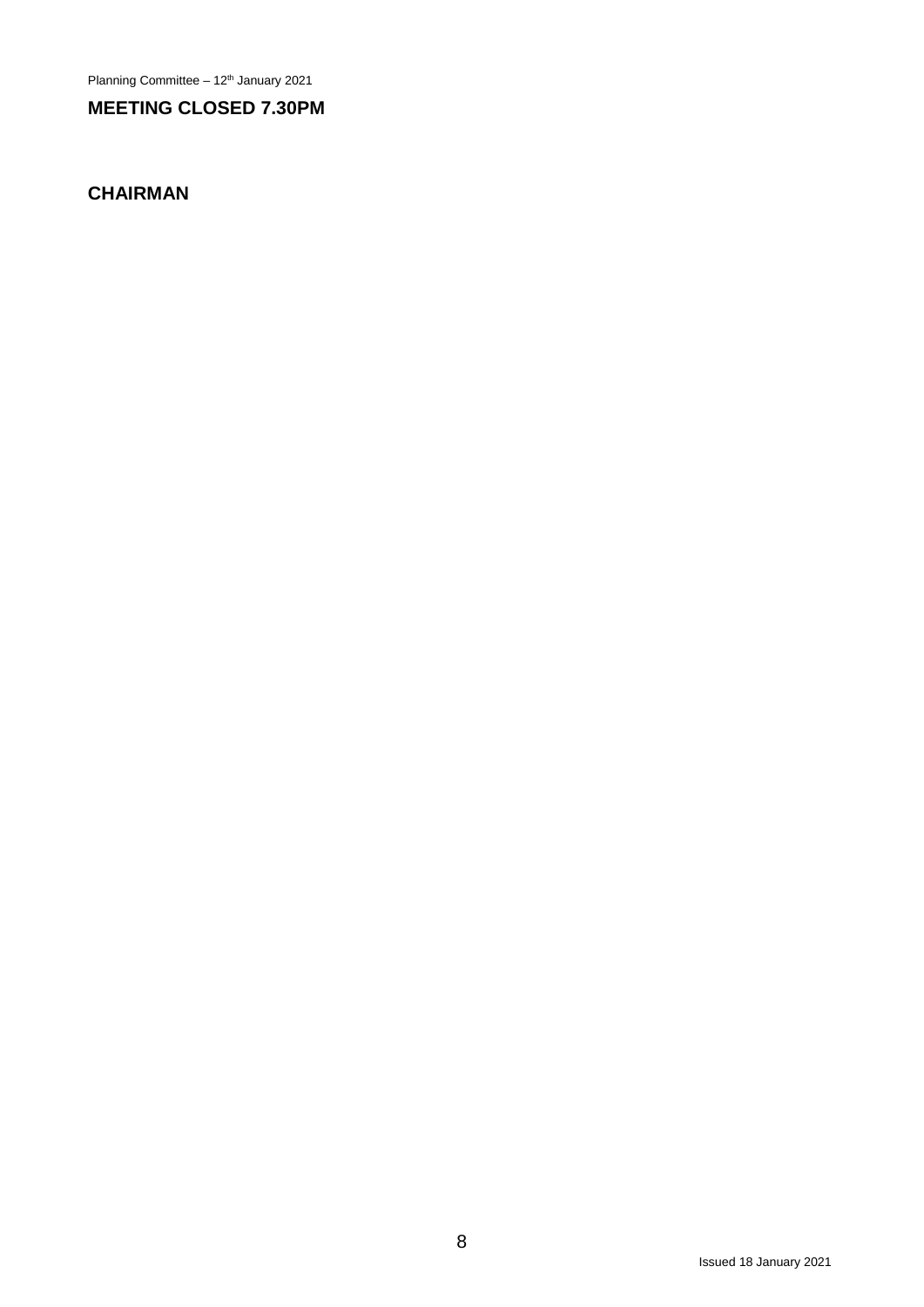**MEETING CLOSED 7.30PM**

**CHAIRMAN**